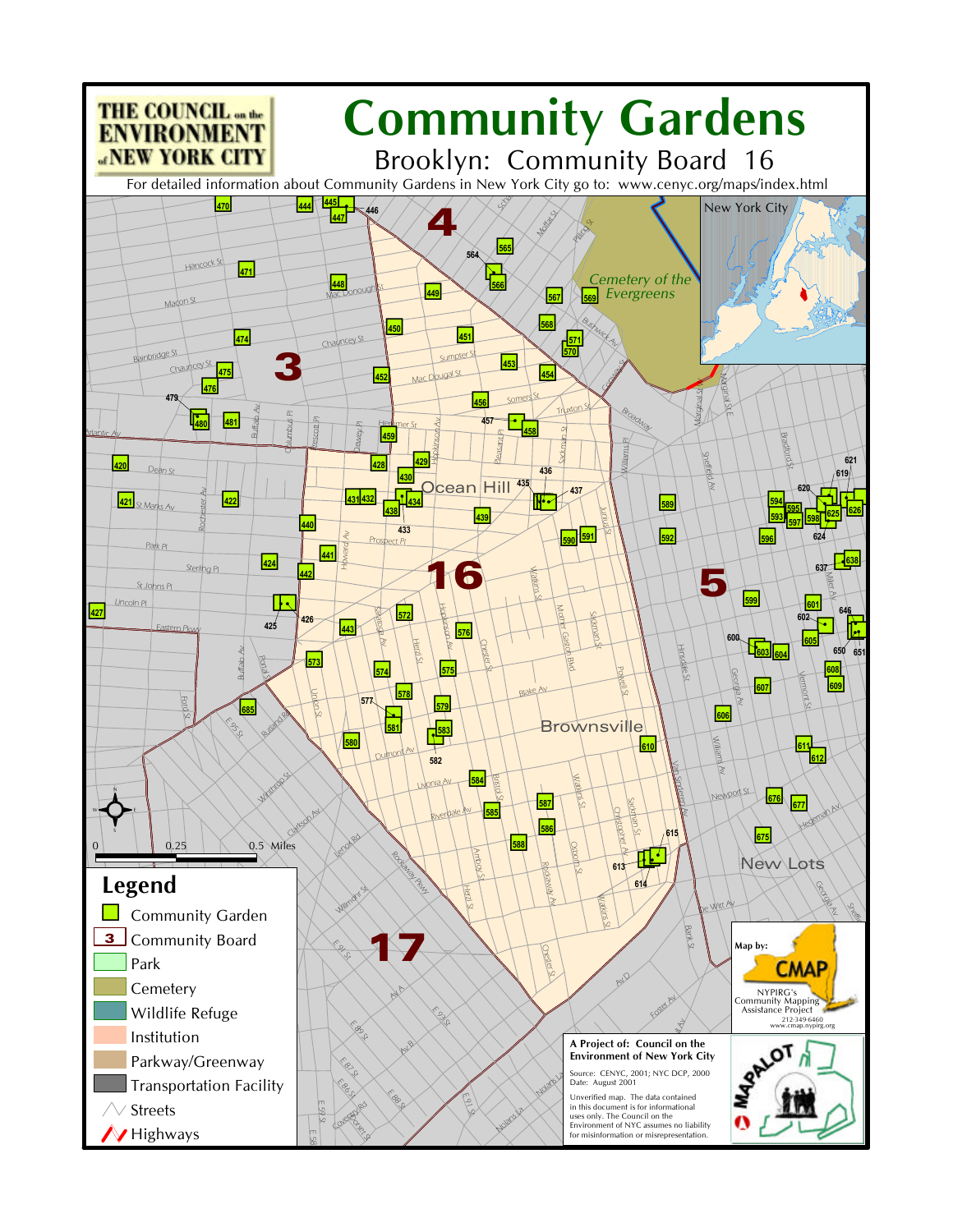# Community Gardens

## Brooklyn: Community Board 16

THE COUNCIL on the ENVIRONMENT of NEW YORK CITY

For detailed information about Community Gardens in New York City go to: www.cenyc.org/maps/index.html

## Legend

- Community Garden
- Community Board
- Park
- Cemetery
- Wildlife Refuge
- Institution
- Parkway/Greenway
- Transportation Facility
- Streets
- Highways

0 0.25 0.5 Miles

Map by: CMAP
NYPIRG's Community Mapping Assistance Project
212-349-6460
www.cmap.nypirg.org

**A Project of: Council on the Environment of New York City**

Source: CENYC, 2001; NYC DCP, 2000
Date: August 2001

Unverified map. The data contained in this document is for informational uses only. The Council on the Environment of NYC assumes no liability for misinformation or misrepresentation.

MAPALOT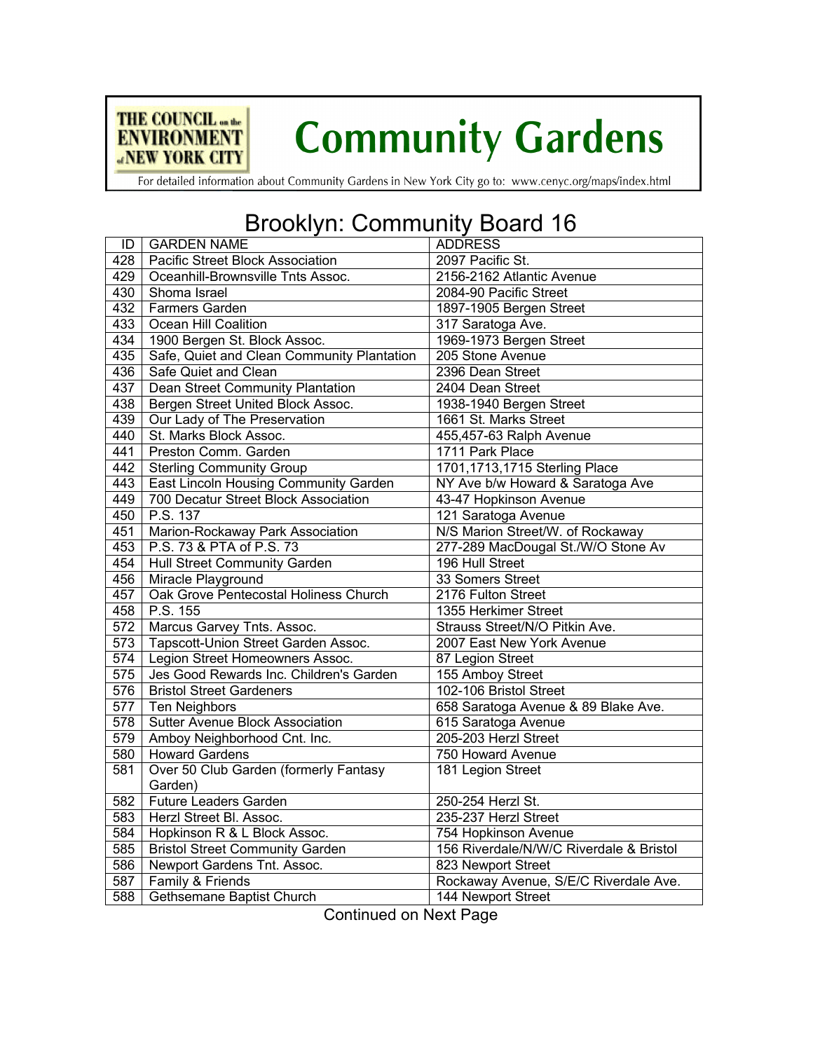# Community Gardens

THE COUNCIL on the ENVIRONMENT of NEW YORK CITY

For detailed information about Community Gardens in New York City go to: www.cenyc.org/maps/index.html

## Brooklyn: Community Board 16

| ID | GARDEN NAME | ADDRESS |
|---|---|---|
| 428 | Pacific Street Block Association | 2097 Pacific St. |
| 429 | Oceanhill-Brownsville Tnts Assoc. | 2156-2162 Atlantic Avenue |
| 430 | Shoma Israel | 2084-90 Pacific Street |
| 432 | Farmers Garden | 1897-1905 Bergen Street |
| 433 | Ocean Hill Coalition | 317 Saratoga Ave. |
| 434 | 1900 Bergen St. Block Assoc. | 1969-1973 Bergen Street |
| 435 | Safe, Quiet and Clean Community Plantation | 205 Stone Avenue |
| 436 | Safe Quiet and Clean | 2396 Dean Street |
| 437 | Dean Street Community Plantation | 2404 Dean Street |
| 438 | Bergen Street United Block Assoc. | 1938-1940 Bergen Street |
| 439 | Our Lady of The Preservation | 1661 St. Marks Street |
| 440 | St. Marks Block Assoc. | 455,457-63 Ralph Avenue |
| 441 | Preston Comm. Garden | 1711 Park Place |
| 442 | Sterling Community Group | 1701,1713,1715 Sterling Place |
| 443 | East Lincoln Housing Community Garden | NY Ave b/w Howard & Saratoga Ave |
| 449 | 700 Decatur Street Block Association | 43-47 Hopkinson Avenue |
| 450 | P.S. 137 | 121 Saratoga Avenue |
| 451 | Marion-Rockaway Park Association | N/S Marion Street/W. of Rockaway |
| 453 | P.S. 73 & PTA of P.S. 73 | 277-289 MacDougal St./W/O Stone Av |
| 454 | Hull Street Community Garden | 196 Hull Street |
| 456 | Miracle Playground | 33 Somers Street |
| 457 | Oak Grove Pentecostal Holiness Church | 2176 Fulton Street |
| 458 | P.S. 155 | 1355 Herkimer Street |
| 572 | Marcus Garvey Tnts. Assoc. | Strauss Street/N/O Pitkin Ave. |
| 573 | Tapscott-Union Street Garden Assoc. | 2007 East New York Avenue |
| 574 | Legion Street Homeowners Assoc. | 87 Legion Street |
| 575 | Jes Good Rewards Inc. Children's Garden | 155 Amboy Street |
| 576 | Bristol Street Gardeners | 102-106 Bristol Street |
| 577 | Ten Neighbors | 658 Saratoga Avenue & 89 Blake Ave. |
| 578 | Sutter Avenue Block Association | 615 Saratoga Avenue |
| 579 | Amboy Neighborhood Cnt. Inc. | 205-203 Herzl Street |
| 580 | Howard Gardens | 750 Howard Avenue |
| 581 | Over 50 Club Garden (formerly Fantasy Garden) | 181 Legion Street |
| 582 | Future Leaders Garden | 250-254 Herzl St. |
| 583 | Herzl Street Bl. Assoc. | 235-237 Herzl Street |
| 584 | Hopkinson R & L Block Assoc. | 754 Hopkinson Avenue |
| 585 | Bristol Street Community Garden | 156 Riverdale/N/W/C Riverdale & Bristol |
| 586 | Newport Gardens Tnt. Assoc. | 823 Newport Street |
| 587 | Family & Friends | Rockaway Avenue, S/E/C Riverdale Ave. |
| 588 | Gethsemane Baptist Church | 144 Newport Street |

Continued on Next Page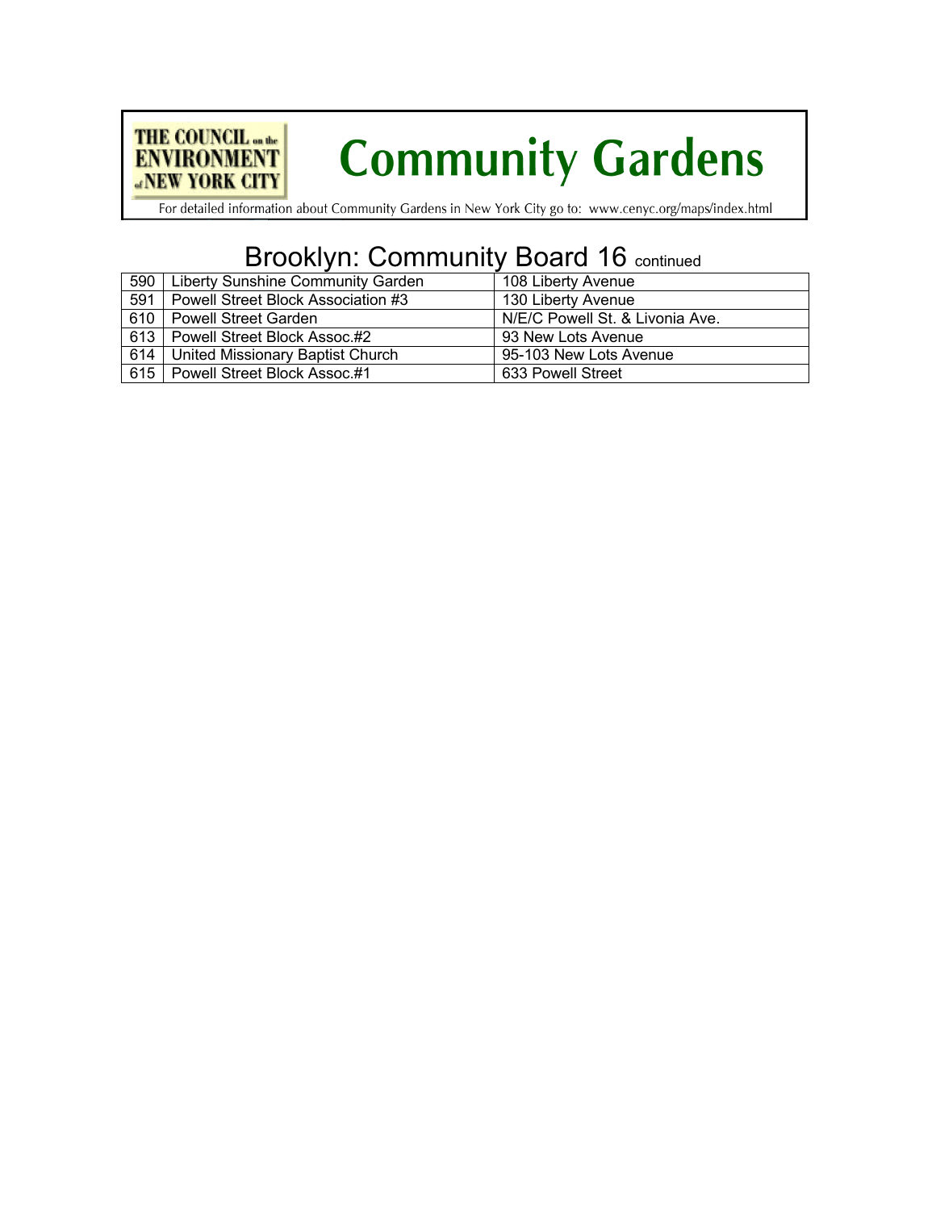THE COUNCIL on the ENVIRONMENT of NEW YORK CITY

# Community Gardens

For detailed information about Community Gardens in New York City go to: www.cenyc.org/maps/index.html

## Brooklyn: Community Board 16 continued

| | | |
|---|---|---|
| 590 | Liberty Sunshine Community Garden | 108 Liberty Avenue |
| 591 | Powell Street Block Association #3 | 130 Liberty Avenue |
| 610 | Powell Street Garden | N/E/C Powell St. & Livonia Ave. |
| 613 | Powell Street Block Assoc.#2 | 93 New Lots Avenue |
| 614 | United Missionary Baptist Church | 95-103 New Lots Avenue |
| 615 | Powell Street Block Assoc.#1 | 633 Powell Street |